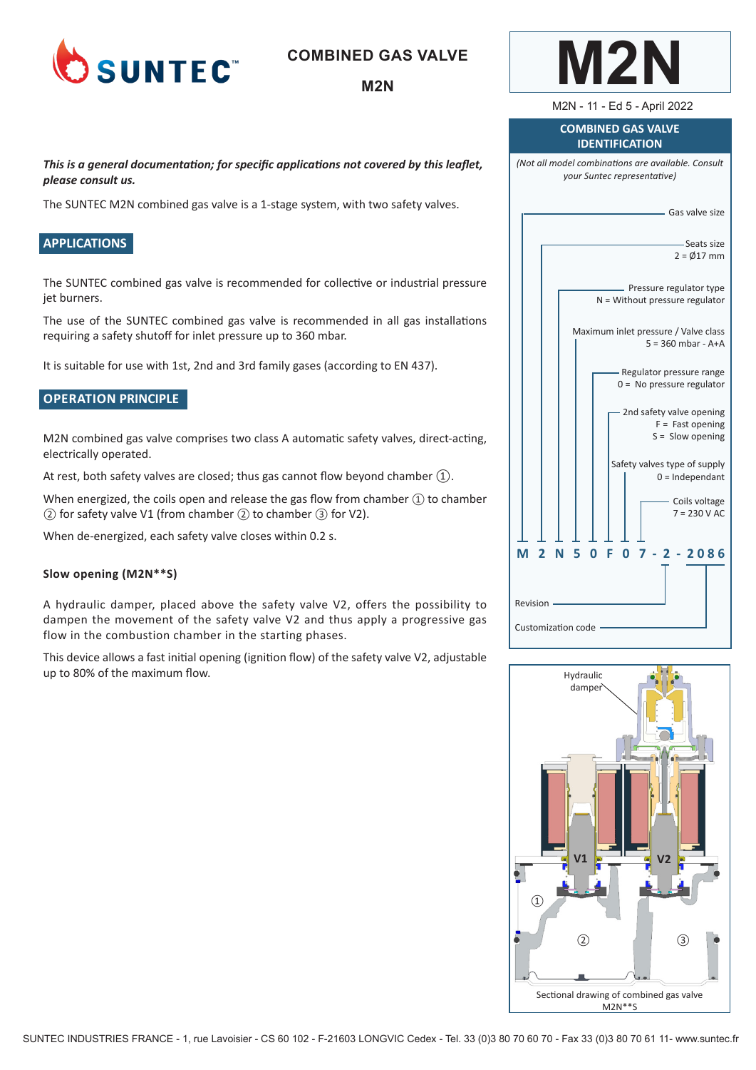# COMBINED GAS VALVE

## M2N

M2N - 11 - Ed 5 - April 2022

***This is a general documentation; for specific applications not covered by this leaflet, please consult us.***

The SUNTEC M2N combined gas valve is a 1-stage system, with two safety valves.

## APPLICATIONS

The SUNTEC combined gas valve is recommended for collective or industrial pressure jet burners.

The use of the SUNTEC combined gas valve is recommended in all gas installations requiring a safety shutoff for inlet pressure up to 360 mbar.

It is suitable for use with 1st, 2nd and 3rd family gases (according to EN 437).

## OPERATION PRINCIPLE

M2N combined gas valve comprises two class A automatic safety valves, direct-acting, electrically operated.

At rest, both safety valves are closed; thus gas cannot flow beyond chamber ①.

When energized, the coils open and release the gas flow from chamber ① to chamber ② for safety valve V1 (from chamber ② to chamber ③ for V2).

When de-energized, each safety valve closes within 0.2 s.

### Slow opening (M2N**S)

A hydraulic damper, placed above the safety valve V2, offers the possibility to dampen the movement of the safety valve V2 and thus apply a progressive gas flow in the combustion chamber in the starting phases.

This device allows a fast initial opening (ignition flow) of the safety valve V2, adjustable up to 80% of the maximum flow.

## COMBINED GAS VALVE IDENTIFICATION

*(Not all model combinations are available. Consult your Suntec representative)*

**M 2 N 5 0 F 0 7 - 2 - 2086**

- Gas valve size
- Seats size: 2 = Ø17 mm
- Pressure regulator type: N = Without pressure regulator
- Maximum inlet pressure / Valve class: 5 = 360 mbar - A+A
- Regulator pressure range: 0 = No pressure regulator
- 2nd safety valve opening: F = Fast opening, S = Slow opening
- Safety valves type of supply: 0 = Independant
- Coils voltage: 7 = 230 V AC
- Revision
- Customization code

Sectional drawing of combined gas valve M2N**S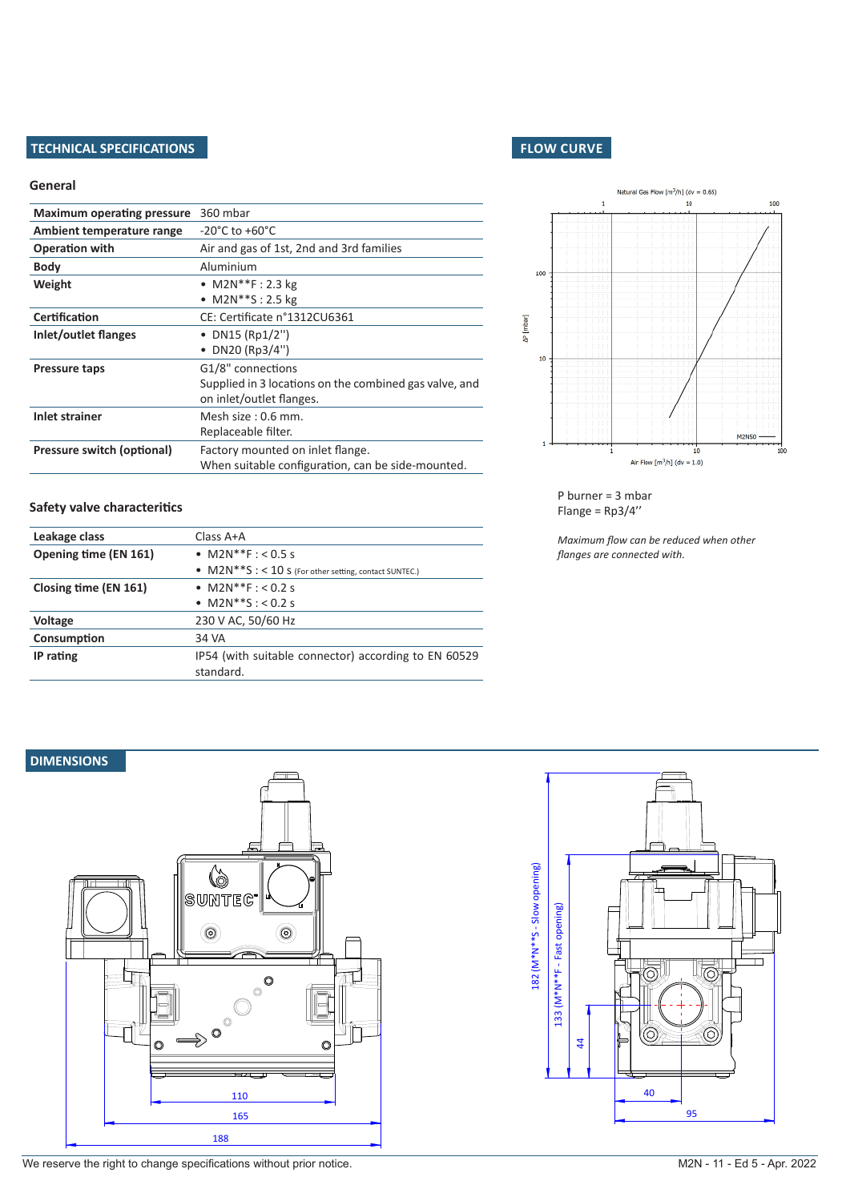## TECHNICAL SPECIFICATIONS

### General

| | |
|---|---|
| **Maximum operating pressure** | 360 mbar |
| **Ambient temperature range** | -20°C to +60°C |
| **Operation with** | Air and gas of 1st, 2nd and 3rd families |
| **Body** | Aluminium |
| **Weight** | • M2N**F : 2.3 kg<br>• M2N**S : 2.5 kg |
| **Certification** | CE: Certificate n°1312CU6361 |
| **Inlet/outlet flanges** | • DN15 (Rp1/2'')<br>• DN20 (Rp3/4'') |
| **Pressure taps** | G1/8" connections<br>Supplied in 3 locations on the combined gas valve, and on inlet/outlet flanges. |
| **Inlet strainer** | Mesh size : 0.6 mm.<br>Replaceable filter. |
| **Pressure switch (optional)** | Factory mounted on inlet flange.<br>When suitable configuration, can be side-mounted. |

### Safety valve characteritics

| | |
|---|---|
| **Leakage class** | Class A+A |
| **Opening time (EN 161)** | • M2N**F : < 0.5 s<br>• M2N**S : < 10 s (For other setting, contact SUNTEC.) |
| **Closing time (EN 161)** | • M2N**F : < 0.2 s<br>• M2N**S : < 0.2 s |
| **Voltage** | 230 V AC, 50/60 Hz |
| **Consumption** | 34 VA |
| **IP rating** | IP54 (with suitable connector) according to EN 60529 standard. |

## FLOW CURVE

Natural Gas Flow [m³/h] (dv = 0.65)

1 10 100

ΔP [mbar]

100 10 1

M2N50

Air Flow [m³/h] (dv = 1.0)

P burner = 3 mbar
Flange = Rp3/4''

*Maximum flow can be reduced when other flanges are connected with.*

## DIMENSIONS

SUNTEC

110
165
188

182 (M*N**S - Slow opening)
133 (M*N**F - Fast opening)
44
40
95

We reserve the right to change specifications without prior notice.

M2N - 11 - Ed 5 - Apr. 2022